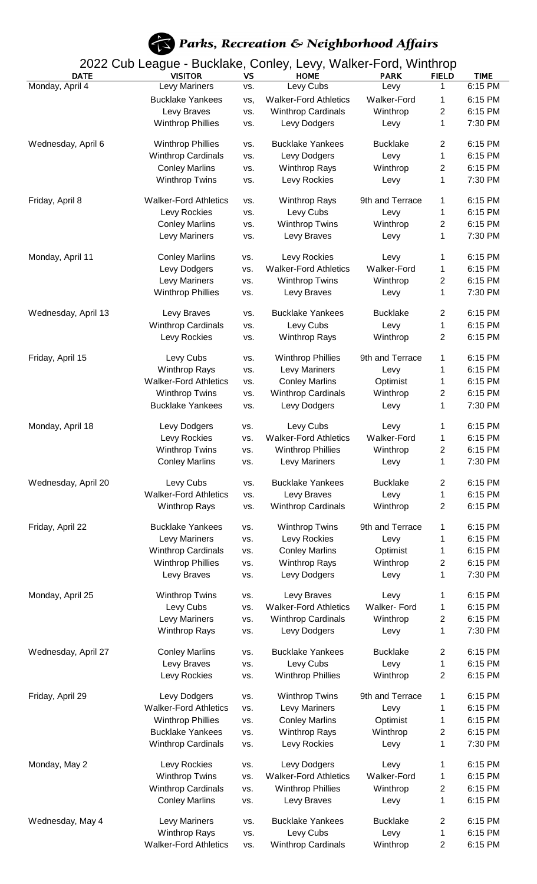# Parks, Recreation & Neighborhood Affairs

## 2022 Cub League - Bucklake, Conley, Levy, Walker-Ford, Winthrop

| DATE | VISITOR | VS | HOME | PARK | FIELD | TIME |
|---|---|---|---|---|---|---|
| Monday, April 4 | Levy Mariners | vs. | Levy Cubs | Levy | 1 | 6:15 PM |
| | Bucklake Yankees | vs, | Walker-Ford Athletics | Walker-Ford | 1 | 6:15 PM |
| | Levy Braves | vs. | Winthrop Cardinals | Winthrop | 2 | 6:15 PM |
| | Winthrop Phillies | vs. | Levy Dodgers | Levy | 1 | 7:30 PM |
| Wednesday, April 6 | Winthrop Phillies | vs. | Bucklake Yankees | Bucklake | 2 | 6:15 PM |
| | Winthrop Cardinals | vs. | Levy Dodgers | Levy | 1 | 6:15 PM |
| | Conley Marlins | vs. | Winthrop Rays | Winthrop | 2 | 6:15 PM |
| | Winthrop Twins | vs. | Levy Rockies | Levy | 1 | 7:30 PM |
| Friday, April 8 | Walker-Ford Athletics | vs. | Winthrop Rays | 9th and Terrace | 1 | 6:15 PM |
| | Levy Rockies | vs. | Levy Cubs | Levy | 1 | 6:15 PM |
| | Conley Marlins | vs. | Winthrop Twins | Winthrop | 2 | 6:15 PM |
| | Levy Mariners | vs. | Levy Braves | Levy | 1 | 7:30 PM |
| Monday, April 11 | Conley Marlins | vs. | Levy Rockies | Levy | 1 | 6:15 PM |
| | Levy Dodgers | vs. | Walker-Ford Athletics | Walker-Ford | 1 | 6:15 PM |
| | Levy Mariners | vs. | Winthrop Twins | Winthrop | 2 | 6:15 PM |
| | Winthrop Phillies | vs. | Levy Braves | Levy | 1 | 7:30 PM |
| Wednesday, April 13 | Levy Braves | vs. | Bucklake Yankees | Bucklake | 2 | 6:15 PM |
| | Winthrop Cardinals | vs. | Levy Cubs | Levy | 1 | 6:15 PM |
| | Levy Rockies | vs. | Winthrop Rays | Winthrop | 2 | 6:15 PM |
| Friday, April 15 | Levy Cubs | vs. | Winthrop Phillies | 9th and Terrace | 1 | 6:15 PM |
| | Winthrop Rays | vs. | Levy Mariners | Levy | 1 | 6:15 PM |
| | Walker-Ford Athletics | vs. | Conley Marlins | Optimist | 1 | 6:15 PM |
| | Winthrop Twins | vs. | Winthrop Cardinals | Winthrop | 2 | 6:15 PM |
| | Bucklake Yankees | vs. | Levy Dodgers | Levy | 1 | 7:30 PM |
| Monday, April 18 | Levy Dodgers | vs. | Levy Cubs | Levy | 1 | 6:15 PM |
| | Levy Rockies | vs. | Walker-Ford Athletics | Walker-Ford | 1 | 6:15 PM |
| | Winthrop Twins | vs. | Winthrop Phillies | Winthrop | 2 | 6:15 PM |
| | Conley Marlins | vs. | Levy Mariners | Levy | 1 | 7:30 PM |
| Wednesday, April 20 | Levy Cubs | vs. | Bucklake Yankees | Bucklake | 2 | 6:15 PM |
| | Walker-Ford Athletics | vs. | Levy Braves | Levy | 1 | 6:15 PM |
| | Winthrop Rays | vs. | Winthrop Cardinals | Winthrop | 2 | 6:15 PM |
| Friday, April 22 | Bucklake Yankees | vs. | Winthrop Twins | 9th and Terrace | 1 | 6:15 PM |
| | Levy Mariners | vs. | Levy Rockies | Levy | 1 | 6:15 PM |
| | Winthrop Cardinals | vs. | Conley Marlins | Optimist | 1 | 6:15 PM |
| | Winthrop Phillies | vs. | Winthrop Rays | Winthrop | 2 | 6:15 PM |
| | Levy Braves | vs. | Levy Dodgers | Levy | 1 | 7:30 PM |
| Monday, April 25 | Winthrop Twins | vs. | Levy Braves | Levy | 1 | 6:15 PM |
| | Levy Cubs | vs. | Walker-Ford Athletics | Walker- Ford | 1 | 6:15 PM |
| | Levy Mariners | vs. | Winthrop Cardinals | Winthrop | 2 | 6:15 PM |
| | Winthrop Rays | vs. | Levy Dodgers | Levy | 1 | 7:30 PM |
| Wednesday, April 27 | Conley Marlins | vs. | Bucklake Yankees | Bucklake | 2 | 6:15 PM |
| | Levy Braves | vs. | Levy Cubs | Levy | 1 | 6:15 PM |
| | Levy Rockies | vs. | Winthrop Phillies | Winthrop | 2 | 6:15 PM |
| Friday, April 29 | Levy Dodgers | vs. | Winthrop Twins | 9th and Terrace | 1 | 6:15 PM |
| | Walker-Ford Athletics | vs. | Levy Mariners | Levy | 1 | 6:15 PM |
| | Winthrop Phillies | vs. | Conley Marlins | Optimist | 1 | 6:15 PM |
| | Bucklake Yankees | vs. | Winthrop Rays | Winthrop | 2 | 6:15 PM |
| | Winthrop Cardinals | vs. | Levy Rockies | Levy | 1 | 7:30 PM |
| Monday, May 2 | Levy Rockies | vs. | Levy Dodgers | Levy | 1 | 6:15 PM |
| | Winthrop Twins | vs. | Walker-Ford Athletics | Walker-Ford | 1 | 6:15 PM |
| | Winthrop Cardinals | vs. | Winthrop Phillies | Winthrop | 2 | 6:15 PM |
| | Conley Marlins | vs. | Levy Braves | Levy | 1 | 6:15 PM |
| Wednesday, May 4 | Levy Mariners | vs. | Bucklake Yankees | Bucklake | 2 | 6:15 PM |
| | Winthrop Rays | vs. | Levy Cubs | Levy | 1 | 6:15 PM |
| | Walker-Ford Athletics | vs. | Winthrop Cardinals | Winthrop | 2 | 6:15 PM |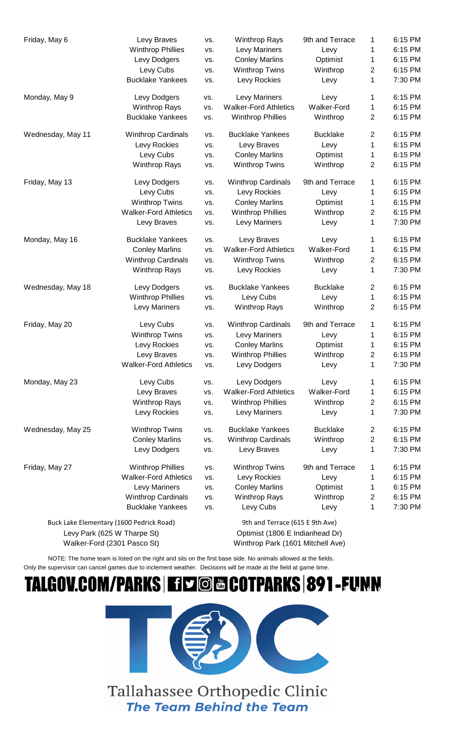| | | | | | | |
|---|---|---|---|---|---|---|
| Friday, May 6 | Levy Braves | vs. | Winthrop Rays | 9th and Terrace | 1 | 6:15 PM |
| | Winthrop Phillies | vs. | Levy Mariners | Levy | 1 | 6:15 PM |
| | Levy Dodgers | vs. | Conley Marlins | Optimist | 1 | 6:15 PM |
| | Levy Cubs | vs. | Winthrop Twins | Winthrop | 2 | 6:15 PM |
| | Bucklake Yankees | vs. | Levy Rockies | Levy | 1 | 7:30 PM |
| Monday, May 9 | Levy Dodgers | vs. | Levy Mariners | Levy | 1 | 6:15 PM |
| | Winthrop Rays | vs. | Walker-Ford Athletics | Walker-Ford | 1 | 6:15 PM |
| | Bucklake Yankees | vs. | Winthrop Phillies | Winthrop | 2 | 6:15 PM |
| Wednesday, May 11 | Winthrop Cardinals | vs. | Bucklake Yankees | Bucklake | 2 | 6:15 PM |
| | Levy Rockies | vs. | Levy Braves | Levy | 1 | 6:15 PM |
| | Levy Cubs | vs. | Conley Marlins | Optimist | 1 | 6:15 PM |
| | Winthrop Rays | vs. | Winthrop Twins | Winthrop | 2 | 6:15 PM |
| Friday, May 13 | Levy Dodgers | vs. | Winthrop Cardinals | 9th and Terrace | 1 | 6:15 PM |
| | Levy Cubs | vs. | Levy Rockies | Levy | 1 | 6:15 PM |
| | Winthrop Twins | vs. | Conley Marlins | Optimist | 1 | 6:15 PM |
| | Walker-Ford Athletics | vs. | Winthrop Phillies | Winthrop | 2 | 6:15 PM |
| | Levy Braves | vs. | Levy Mariners | Levy | 1 | 7:30 PM |
| Monday, May 16 | Bucklake Yankees | vs. | Levy Braves | Levy | 1 | 6:15 PM |
| | Conley Marlins | vs. | Walker-Ford Athletics | Walker-Ford | 1 | 6:15 PM |
| | Winthrop Cardinals | vs. | Winthrop Twins | Winthrop | 2 | 6:15 PM |
| | Winthrop Rays | vs. | Levy Rockies | Levy | 1 | 7:30 PM |
| Wednesday, May 18 | Levy Dodgers | vs. | Bucklake Yankees | Bucklake | 2 | 6:15 PM |
| | Winthrop Phillies | vs. | Levy Cubs | Levy | 1 | 6:15 PM |
| | Levy Mariners | vs. | Winthrop Rays | Winthrop | 2 | 6:15 PM |
| Friday, May 20 | Levy Cubs | vs. | Winthrop Cardinals | 9th and Terrace | 1 | 6:15 PM |
| | Winthrop Twins | vs. | Levy Mariners | Levy | 1 | 6:15 PM |
| | Levy Rockies | vs. | Conley Marlins | Optimist | 1 | 6:15 PM |
| | Levy Braves | vs. | Winthrop Phillies | Winthrop | 2 | 6:15 PM |
| | Walker-Ford Athletics | vs. | Levy Dodgers | Levy | 1 | 7:30 PM |
| Monday, May 23 | Levy Cubs | vs. | Levy Dodgers | Levy | 1 | 6:15 PM |
| | Levy Braves | vs. | Walker-Ford Athletics | Walker-Ford | 1 | 6:15 PM |
| | Winthrop Rays | vs. | Winthrop Phillies | Winthrop | 2 | 6:15 PM |
| | Levy Rockies | vs. | Levy Mariners | Levy | 1 | 7:30 PM |
| Wednesday, May 25 | Winthrop Twins | vs. | Bucklake Yankees | Bucklake | 2 | 6:15 PM |
| | Conley Marlins | vs. | Winthrop Cardinals | Winthrop | 2 | 6:15 PM |
| | Levy Dodgers | vs. | Levy Braves | Levy | 1 | 7:30 PM |
| Friday, May 27 | Winthrop Phillies | vs. | Winthrop Twins | 9th and Terrace | 1 | 6:15 PM |
| | Walker-Ford Athletics | vs. | Levy Rockies | Levy | 1 | 6:15 PM |
| | Levy Mariners | vs. | Conley Marlins | Optimist | 1 | 6:15 PM |
| | Winthrop Cardinals | vs. | Winthrop Rays | Winthrop | 2 | 6:15 PM |
| | Bucklake Yankees | vs. | Levy Cubs | Levy | 1 | 7:30 PM |

Buck Lake Elementary (1600 Pedrick Road)
Levy Park (625 W Tharpe St)
Walker-Ford (2301 Pasco St)

9th and Terrace (615 E 9th Ave)
Optimist (1806 E Indianhead Dr)
Winthrop Park (1601 Mitchell Ave)

NOTE: The home team is listed on the right and sits on the first base side. No animals allowed at the fields.
Only the supervisor can cancel games due to inclement weather. Decisions will be made at the field at game time.

**TALGOV.COM/PARKS | COTPARKS | 891-FUNN**

Tallahassee Orthopedic Clinic
***The Team Behind the Team***